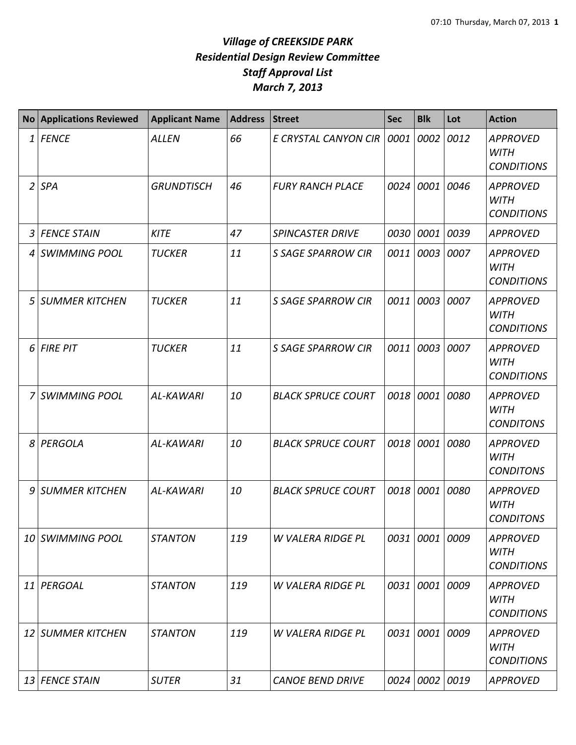# *Village of CREEKSIDE PARK*
## *Residential Design Review Committee*
## *Staff Approval List*
## *March 7, 2013*

| No | Applications Reviewed | Applicant Name | Address | Street | Sec | Blk | Lot | Action |
|---|---|---|---|---|---|---|---|---|
| 1 | FENCE | ALLEN | 66 | E CRYSTAL CANYON CIR | 0001 | 0002 | 0012 | APPROVED WITH CONDITIONS |
| 2 | SPA | GRUNDTISCH | 46 | FURY RANCH PLACE | 0024 | 0001 | 0046 | APPROVED WITH CONDITIONS |
| 3 | FENCE STAIN | KITE | 47 | SPINCASTER DRIVE | 0030 | 0001 | 0039 | APPROVED |
| 4 | SWIMMING POOL | TUCKER | 11 | S SAGE SPARROW CIR | 0011 | 0003 | 0007 | APPROVED WITH CONDITIONS |
| 5 | SUMMER KITCHEN | TUCKER | 11 | S SAGE SPARROW CIR | 0011 | 0003 | 0007 | APPROVED WITH CONDITIONS |
| 6 | FIRE PIT | TUCKER | 11 | S SAGE SPARROW CIR | 0011 | 0003 | 0007 | APPROVED WITH CONDITIONS |
| 7 | SWIMMING POOL | AL-KAWARI | 10 | BLACK SPRUCE COURT | 0018 | 0001 | 0080 | APPROVED WITH CONDITONS |
| 8 | PERGOLA | AL-KAWARI | 10 | BLACK SPRUCE COURT | 0018 | 0001 | 0080 | APPROVED WITH CONDITONS |
| 9 | SUMMER KITCHEN | AL-KAWARI | 10 | BLACK SPRUCE COURT | 0018 | 0001 | 0080 | APPROVED WITH CONDITONS |
| 10 | SWIMMING POOL | STANTON | 119 | W VALERA RIDGE PL | 0031 | 0001 | 0009 | APPROVED WITH CONDITIONS |
| 11 | PERGOAL | STANTON | 119 | W VALERA RIDGE PL | 0031 | 0001 | 0009 | APPROVED WITH CONDITIONS |
| 12 | SUMMER KITCHEN | STANTON | 119 | W VALERA RIDGE PL | 0031 | 0001 | 0009 | APPROVED WITH CONDITIONS |
| 13 | FENCE STAIN | SUTER | 31 | CANOE BEND DRIVE | 0024 | 0002 | 0019 | APPROVED |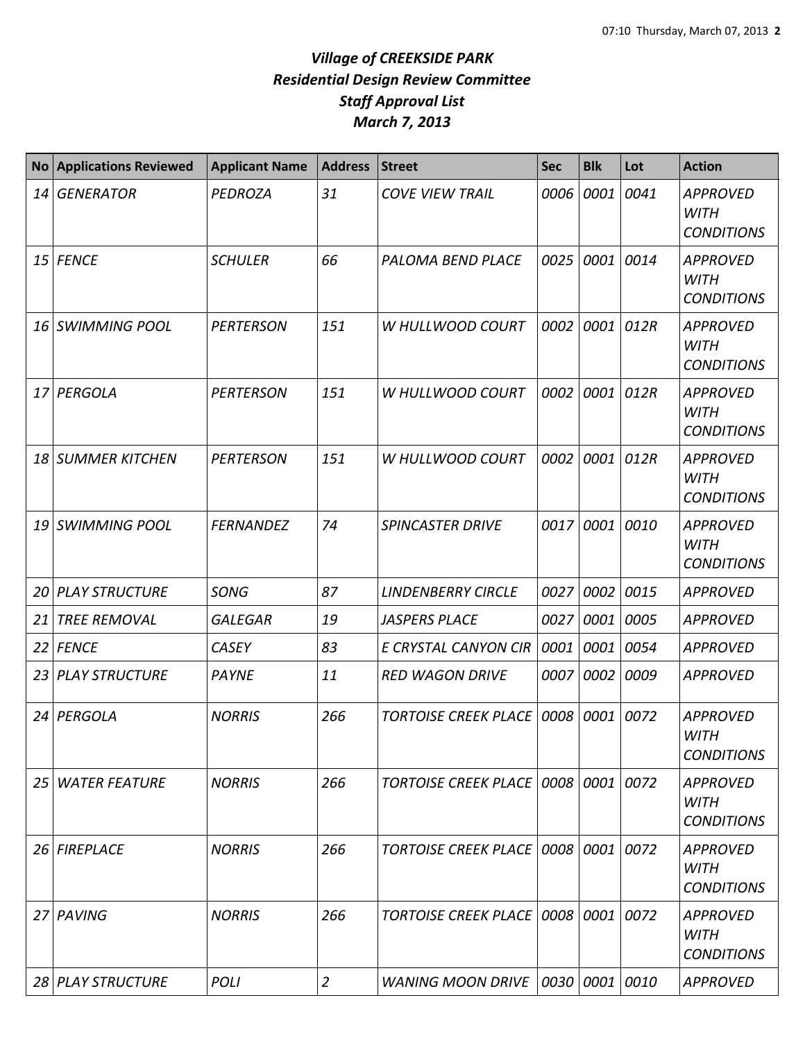# *Village of CREEKSIDE PARK*
# *Residential Design Review Committee*
# *Staff Approval List*
# *March 7, 2013*

| No | Applications Reviewed | Applicant Name | Address | Street | Sec | Blk | Lot | Action |
|---|---|---|---|---|---|---|---|---|
| *14* | *GENERATOR* | *PEDROZA* | *31* | *COVE VIEW TRAIL* | *0006* | *0001* | *0041* | *APPROVED WITH CONDITIONS* |
| *15* | *FENCE* | *SCHULER* | *66* | *PALOMA BEND PLACE* | *0025* | *0001* | *0014* | *APPROVED WITH CONDITIONS* |
| *16* | *SWIMMING POOL* | *PERTERSON* | *151* | *W HULLWOOD COURT* | *0002* | *0001* | *012R* | *APPROVED WITH CONDITIONS* |
| *17* | *PERGOLA* | *PERTERSON* | *151* | *W HULLWOOD COURT* | *0002* | *0001* | *012R* | *APPROVED WITH CONDITIONS* |
| *18* | *SUMMER KITCHEN* | *PERTERSON* | *151* | *W HULLWOOD COURT* | *0002* | *0001* | *012R* | *APPROVED WITH CONDITIONS* |
| *19* | *SWIMMING POOL* | *FERNANDEZ* | *74* | *SPINCASTER DRIVE* | *0017* | *0001* | *0010* | *APPROVED WITH CONDITIONS* |
| *20* | *PLAY STRUCTURE* | *SONG* | *87* | *LINDENBERRY CIRCLE* | *0027* | *0002* | *0015* | *APPROVED* |
| *21* | *TREE REMOVAL* | *GALEGAR* | *19* | *JASPERS PLACE* | *0027* | *0001* | *0005* | *APPROVED* |
| *22* | *FENCE* | *CASEY* | *83* | *E CRYSTAL CANYON CIR* | *0001* | *0001* | *0054* | *APPROVED* |
| *23* | *PLAY STRUCTURE* | *PAYNE* | *11* | *RED WAGON DRIVE* | *0007* | *0002* | *0009* | *APPROVED* |
| *24* | *PERGOLA* | *NORRIS* | *266* | *TORTOISE CREEK PLACE* | *0008* | *0001* | *0072* | *APPROVED WITH CONDITIONS* |
| *25* | *WATER FEATURE* | *NORRIS* | *266* | *TORTOISE CREEK PLACE* | *0008* | *0001* | *0072* | *APPROVED WITH CONDITIONS* |
| *26* | *FIREPLACE* | *NORRIS* | *266* | *TORTOISE CREEK PLACE* | *0008* | *0001* | *0072* | *APPROVED WITH CONDITIONS* |
| *27* | *PAVING* | *NORRIS* | *266* | *TORTOISE CREEK PLACE* | *0008* | *0001* | *0072* | *APPROVED WITH CONDITIONS* |
| *28* | *PLAY STRUCTURE* | *POLI* | *2* | *WANING MOON DRIVE* | *0030* | *0001* | *0010* | *APPROVED* |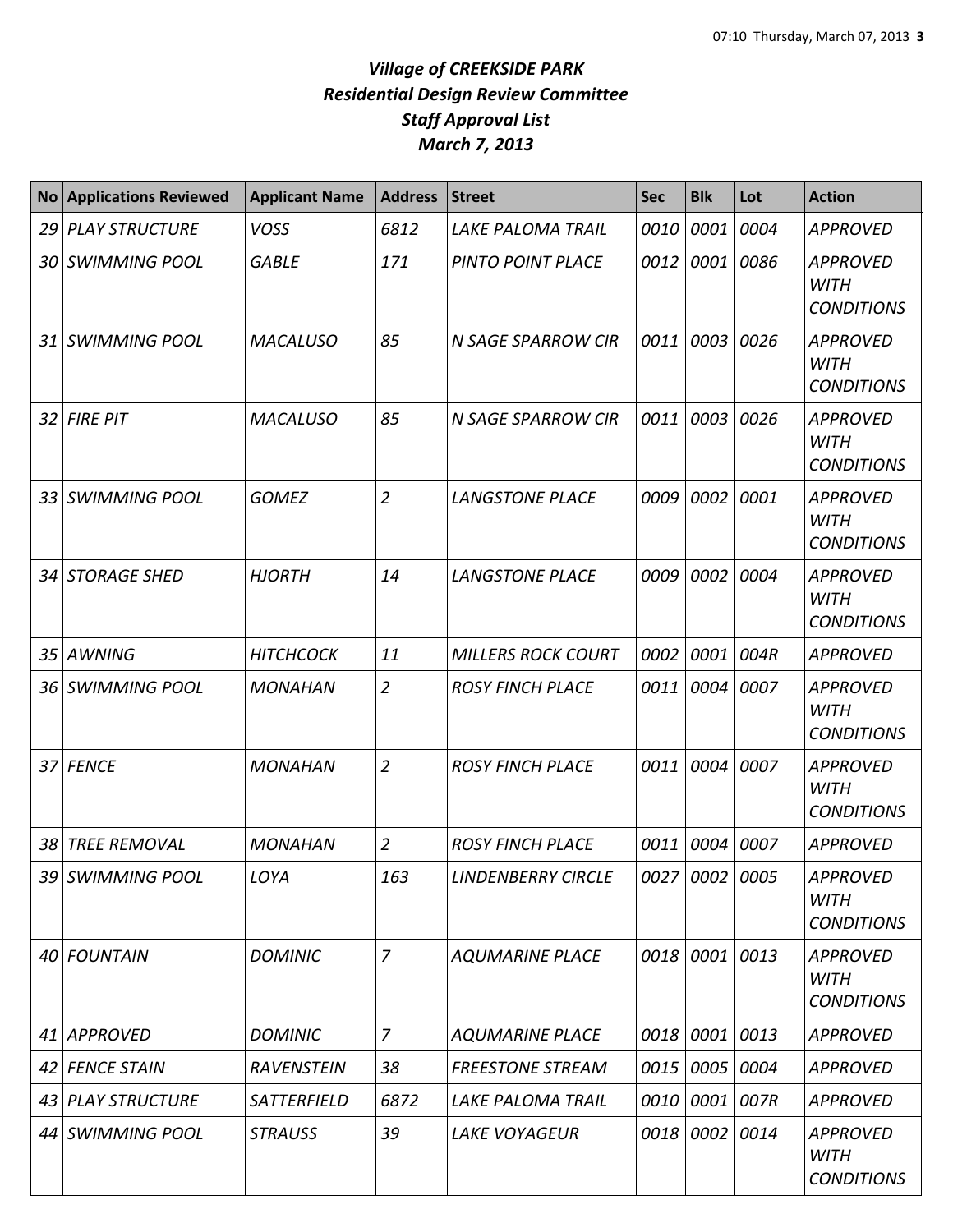# *Village of CREEKSIDE PARK*
# *Residential Design Review Committee*
# *Staff Approval List*
# *March 7, 2013*

| No | Applications Reviewed | Applicant Name | Address | Street | Sec | Blk | Lot | Action |
|---|---|---|---|---|---|---|---|---|
| 29 | PLAY STRUCTURE | VOSS | 6812 | LAKE PALOMA TRAIL | 0010 | 0001 | 0004 | APPROVED |
| 30 | SWIMMING POOL | GABLE | 171 | PINTO POINT PLACE | 0012 | 0001 | 0086 | APPROVED WITH CONDITIONS |
| 31 | SWIMMING POOL | MACALUSO | 85 | N SAGE SPARROW CIR | 0011 | 0003 | 0026 | APPROVED WITH CONDITIONS |
| 32 | FIRE PIT | MACALUSO | 85 | N SAGE SPARROW CIR | 0011 | 0003 | 0026 | APPROVED WITH CONDITIONS |
| 33 | SWIMMING POOL | GOMEZ | 2 | LANGSTONE PLACE | 0009 | 0002 | 0001 | APPROVED WITH CONDITIONS |
| 34 | STORAGE SHED | HJORTH | 14 | LANGSTONE PLACE | 0009 | 0002 | 0004 | APPROVED WITH CONDITIONS |
| 35 | AWNING | HITCHCOCK | 11 | MILLERS ROCK COURT | 0002 | 0001 | 004R | APPROVED |
| 36 | SWIMMING POOL | MONAHAN | 2 | ROSY FINCH PLACE | 0011 | 0004 | 0007 | APPROVED WITH CONDITIONS |
| 37 | FENCE | MONAHAN | 2 | ROSY FINCH PLACE | 0011 | 0004 | 0007 | APPROVED WITH CONDITIONS |
| 38 | TREE REMOVAL | MONAHAN | 2 | ROSY FINCH PLACE | 0011 | 0004 | 0007 | APPROVED |
| 39 | SWIMMING POOL | LOYA | 163 | LINDENBERRY CIRCLE | 0027 | 0002 | 0005 | APPROVED WITH CONDITIONS |
| 40 | FOUNTAIN | DOMINIC | 7 | AQUMARINE PLACE | 0018 | 0001 | 0013 | APPROVED WITH CONDITIONS |
| 41 | APPROVED | DOMINIC | 7 | AQUMARINE PLACE | 0018 | 0001 | 0013 | APPROVED |
| 42 | FENCE STAIN | RAVENSTEIN | 38 | FREESTONE STREAM | 0015 | 0005 | 0004 | APPROVED |
| 43 | PLAY STRUCTURE | SATTERFIELD | 6872 | LAKE PALOMA TRAIL | 0010 | 0001 | 007R | APPROVED |
| 44 | SWIMMING POOL | STRAUSS | 39 | LAKE VOYAGEUR | 0018 | 0002 | 0014 | APPROVED WITH CONDITIONS |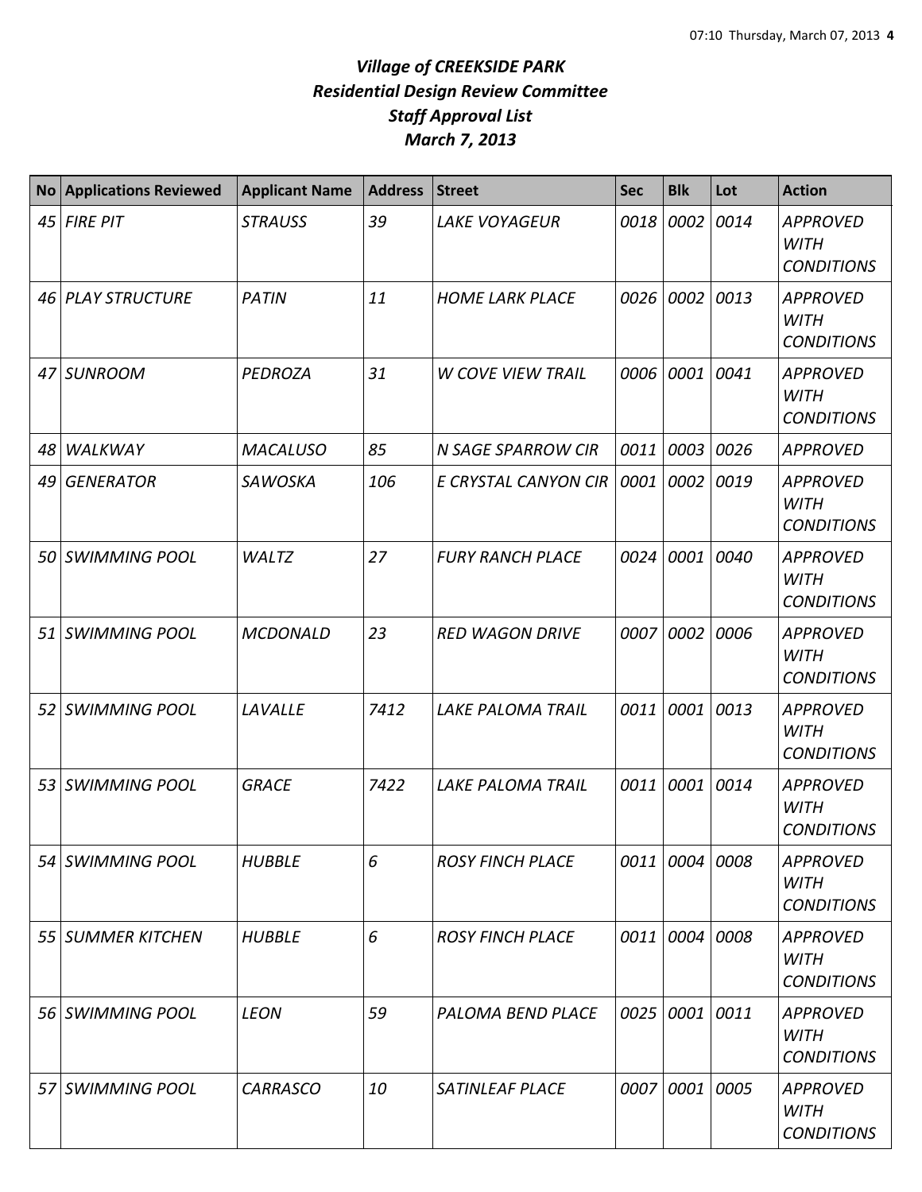# *Village of CREEKSIDE PARK*
## *Residential Design Review Committee*
## *Staff Approval List*
## *March 7, 2013*

| No | Applications Reviewed | Applicant Name | Address | Street | Sec | Blk | Lot | Action |
|---|---|---|---|---|---|---|---|---|
| *45* | *FIRE PIT* | *STRAUSS* | *39* | *LAKE VOYAGEUR* | *0018* | *0002* | *0014* | *APPROVED WITH CONDITIONS* |
| *46* | *PLAY STRUCTURE* | *PATIN* | *11* | *HOME LARK PLACE* | *0026* | *0002* | *0013* | *APPROVED WITH CONDITIONS* |
| *47* | *SUNROOM* | *PEDROZA* | *31* | *W COVE VIEW TRAIL* | *0006* | *0001* | *0041* | *APPROVED WITH CONDITIONS* |
| *48* | *WALKWAY* | *MACALUSO* | *85* | *N SAGE SPARROW CIR* | *0011* | *0003* | *0026* | *APPROVED* |
| *49* | *GENERATOR* | *SAWOSKA* | *106* | *E CRYSTAL CANYON CIR* | *0001* | *0002* | *0019* | *APPROVED WITH CONDITIONS* |
| *50* | *SWIMMING POOL* | *WALTZ* | *27* | *FURY RANCH PLACE* | *0024* | *0001* | *0040* | *APPROVED WITH CONDITIONS* |
| *51* | *SWIMMING POOL* | *MCDONALD* | *23* | *RED WAGON DRIVE* | *0007* | *0002* | *0006* | *APPROVED WITH CONDITIONS* |
| *52* | *SWIMMING POOL* | *LAVALLE* | *7412* | *LAKE PALOMA TRAIL* | *0011* | *0001* | *0013* | *APPROVED WITH CONDITIONS* |
| *53* | *SWIMMING POOL* | *GRACE* | *7422* | *LAKE PALOMA TRAIL* | *0011* | *0001* | *0014* | *APPROVED WITH CONDITIONS* |
| *54* | *SWIMMING POOL* | *HUBBLE* | *6* | *ROSY FINCH PLACE* | *0011* | *0004* | *0008* | *APPROVED WITH CONDITIONS* |
| *55* | *SUMMER KITCHEN* | *HUBBLE* | *6* | *ROSY FINCH PLACE* | *0011* | *0004* | *0008* | *APPROVED WITH CONDITIONS* |
| *56* | *SWIMMING POOL* | *LEON* | *59* | *PALOMA BEND PLACE* | *0025* | *0001* | *0011* | *APPROVED WITH CONDITIONS* |
| *57* | *SWIMMING POOL* | *CARRASCO* | *10* | *SATINLEAF PLACE* | *0007* | *0001* | *0005* | *APPROVED WITH CONDITIONS* |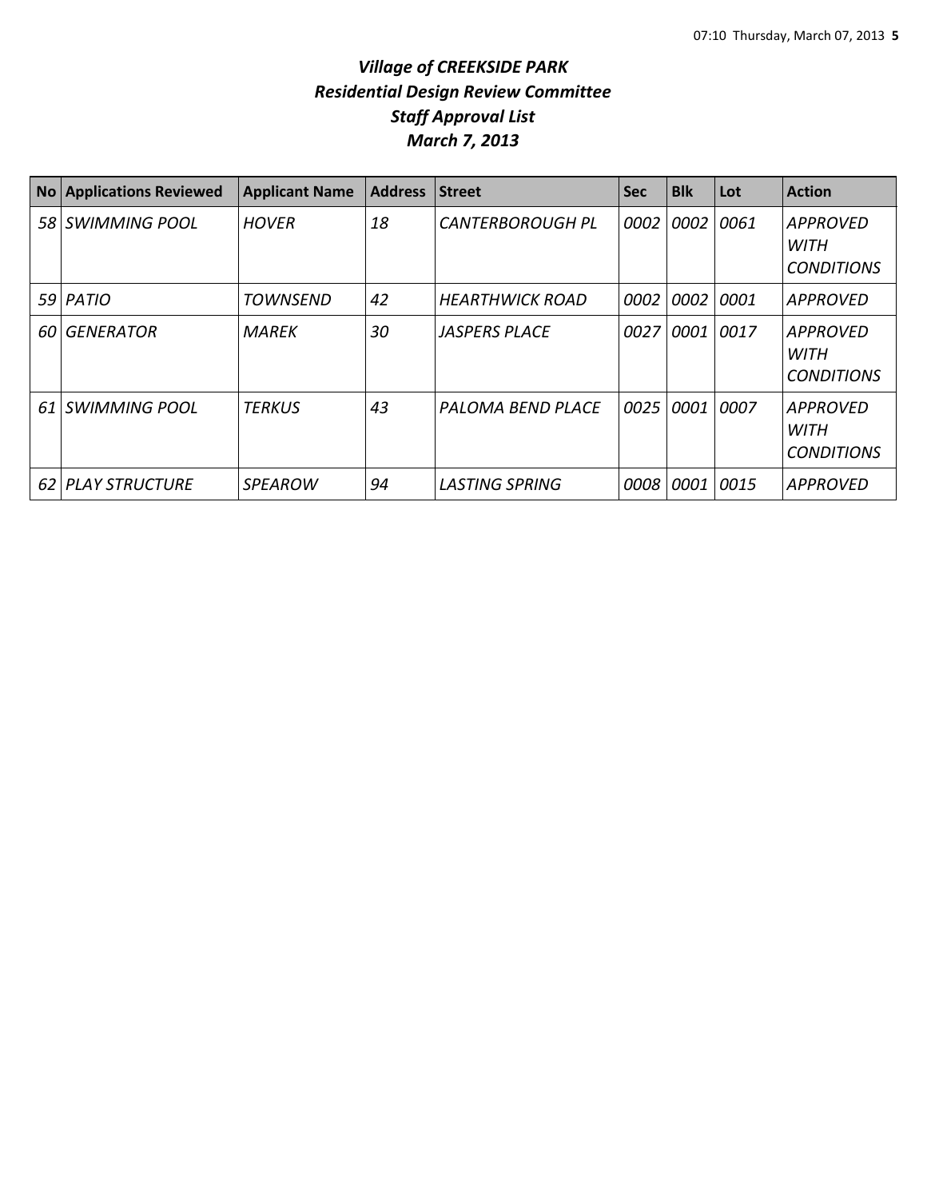# *Village of CREEKSIDE PARK*
## *Residential Design Review Committee*
## *Staff Approval List*
## *March 7, 2013*

| No | Applications Reviewed | Applicant Name | Address | Street | Sec | Blk | Lot | Action |
|---|---|---|---|---|---|---|---|---|
| 58 | SWIMMING POOL | HOVER | 18 | CANTERBOROUGH PL | 0002 | 0002 | 0061 | APPROVED WITH CONDITIONS |
| 59 | PATIO | TOWNSEND | 42 | HEARTHWICK ROAD | 0002 | 0002 | 0001 | APPROVED |
| 60 | GENERATOR | MAREK | 30 | JASPERS PLACE | 0027 | 0001 | 0017 | APPROVED WITH CONDITIONS |
| 61 | SWIMMING POOL | TERKUS | 43 | PALOMA BEND PLACE | 0025 | 0001 | 0007 | APPROVED WITH CONDITIONS |
| 62 | PLAY STRUCTURE | SPEAROW | 94 | LASTING SPRING | 0008 | 0001 | 0015 | APPROVED |